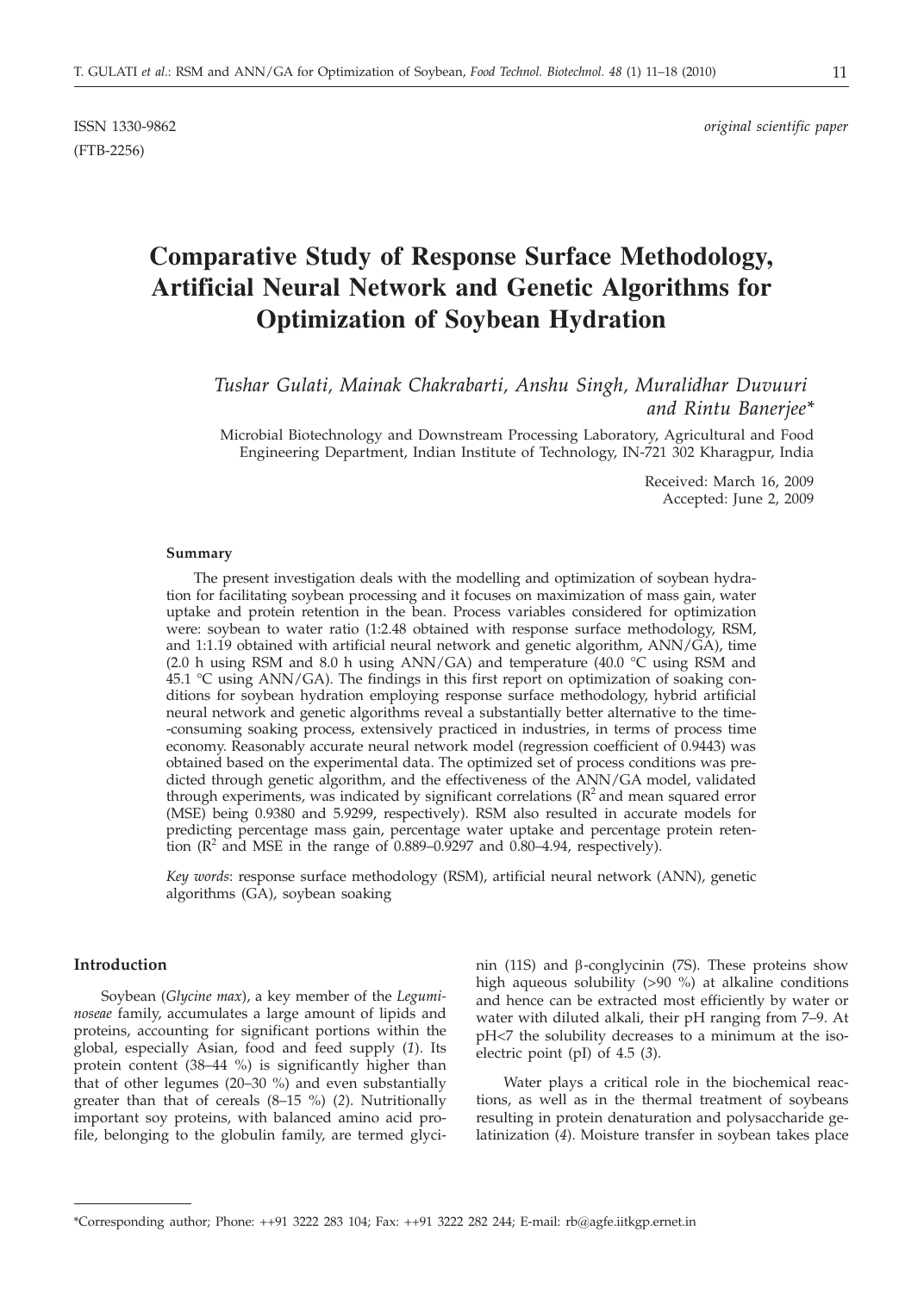ISSN 1330-9862 *original scientific paper*

(FTB-2256)

# Comparative Study of Response Surface Methodology, Artificial Neural Network and Genetic Algorithms for Optimization of Soybean Hydration

*Tushar Gulati, Mainak Chakrabarti, Anshu Singh, Muralidhar Duvuuri and Rintu Banerjee**

Microbial Biotechnology and Downstream Processing Laboratory, Agricultural and Food Engineering Department, Indian Institute of Technology, IN-721 302 Kharagpur, India

Received: March 16, 2009
Accepted: June 2, 2009

#### Summary

The present investigation deals with the modelling and optimization of soybean hydration for facilitating soybean processing and it focuses on maximization of mass gain, water uptake and protein retention in the bean. Process variables considered for optimization were: soybean to water ratio (1:2.48 obtained with response surface methodology, RSM, and 1:1.19 obtained with artificial neural network and genetic algorithm, ANN/GA), time (2.0 h using RSM and 8.0 h using ANN/GA) and temperature (40.0 °C using RSM and 45.1 °C using ANN/GA). The findings in this first report on optimization of soaking conditions for soybean hydration employing response surface methodology, hybrid artificial neural network and genetic algorithms reveal a substantially better alternative to the time-consuming soaking process, extensively practiced in industries, in terms of process time economy. Reasonably accurate neural network model (regression coefficient of 0.9443) was obtained based on the experimental data. The optimized set of process conditions was predicted through genetic algorithm, and the effectiveness of the ANN/GA model, validated through experiments, was indicated by significant correlations ($R^2$ and mean squared error (MSE) being 0.9380 and 5.9299, respectively). RSM also resulted in accurate models for predicting percentage mass gain, percentage water uptake and percentage protein retention ($R^2$ and MSE in the range of 0.889–0.9297 and 0.80–4.94, respectively).

*Key words*: response surface methodology (RSM), artificial neural network (ANN), genetic algorithms (GA), soybean soaking

#### Introduction

Soybean (*Glycine max*), a key member of the *Leguminoseae* family, accumulates a large amount of lipids and proteins, accounting for significant portions within the global, especially Asian, food and feed supply (*1*). Its protein content (38–44 %) is significantly higher than that of other legumes (20–30 %) and even substantially greater than that of cereals (8–15 %) (*2*). Nutritionally important soy proteins, with balanced amino acid profile, belonging to the globulin family, are termed glycinin (11S) and β-conglycinin (7S). These proteins show high aqueous solubility (>90 %) at alkaline conditions and hence can be extracted most efficiently by water or water with diluted alkali, their pH ranging from 7–9. At pH<7 the solubility decreases to a minimum at the isoelectric point (pI) of 4.5 (*3*).

Water plays a critical role in the biochemical reactions, as well as in the thermal treatment of soybeans resulting in protein denaturation and polysaccharide gelatinization (*4*). Moisture transfer in soybean takes place

---

*Corresponding author; Phone: ++91 3222 283 104; Fax: ++91 3222 282 244; E-mail: rb@agfe.iitkgp.ernet.in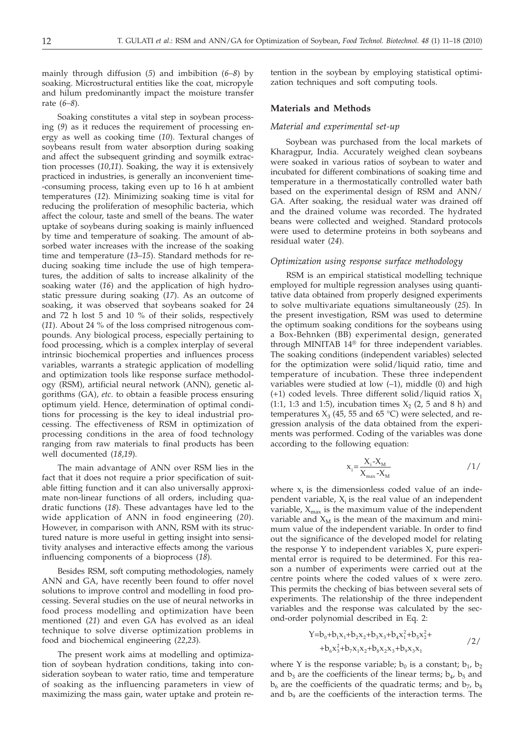mainly through diffusion (*5*) and imbibition (*6–8*) by soaking. Microstructural entities like the coat, micropyle and hilum predominantly impact the moisture transfer rate (*6–8*).

Soaking constitutes a vital step in soybean processing (*9*) as it reduces the requirement of processing energy as well as cooking time (*10*). Textural changes of soybeans result from water absorption during soaking and affect the subsequent grinding and soymilk extraction processes (*10,11*). Soaking, the way it is extensively practiced in industries, is generally an inconvenient time-consuming process, taking even up to 16 h at ambient temperatures (*12*). Minimizing soaking time is vital for reducing the proliferation of mesophilic bacteria, which affect the colour, taste and smell of the beans. The water uptake of soybeans during soaking is mainly influenced by time and temperature of soaking. The amount of absorbed water increases with the increase of the soaking time and temperature (*13–15*). Standard methods for reducing soaking time include the use of high temperatures, the addition of salts to increase alkalinity of the soaking water (*16*) and the application of high hydrostatic pressure during soaking (*17*). As an outcome of soaking, it was observed that soybeans soaked for 24 and 72 h lost 5 and 10 % of their solids, respectively (*11*). About 24 % of the loss comprised nitrogenous compounds. Any biological process, especially pertaining to food processing, which is a complex interplay of several intrinsic biochemical properties and influences process variables, warrants a strategic application of modelling and optimization tools like response surface methodology (RSM), artificial neural network (ANN), genetic algorithms (GA), *etc*. to obtain a feasible process ensuring optimum yield. Hence, determination of optimal conditions for processing is the key to ideal industrial processing. The effectiveness of RSM in optimization of processing conditions in the area of food technology ranging from raw materials to final products has been well documented (*18,19*).

The main advantage of ANN over RSM lies in the fact that it does not require a prior specification of suitable fitting function and it can also universally approximate non-linear functions of all orders, including quadratic functions (*18*). These advantages have led to the wide application of ANN in food engineering (*20*). However, in comparison with ANN, RSM with its structured nature is more useful in getting insight into sensitivity analyses and interactive effects among the various influencing components of a bioprocess (*18*).

Besides RSM, soft computing methodologies, namely ANN and GA, have recently been found to offer novel solutions to improve control and modelling in food processing. Several studies on the use of neural networks in food process modelling and optimization have been mentioned (*21*) and even GA has evolved as an ideal technique to solve diverse optimization problems in food and biochemical engineering (*22,23*).

The present work aims at modelling and optimization of soybean hydration conditions, taking into consideration soybean to water ratio, time and temperature of soaking as the influencing parameters in view of maximizing the mass gain, water uptake and protein retention in the soybean by employing statistical optimization techniques and soft computing tools.

## Materials and Methods

### *Material and experimental set-up*

Soybean was purchased from the local markets of Kharagpur, India. Accurately weighed clean soybeans were soaked in various ratios of soybean to water and incubated for different combinations of soaking time and temperature in a thermostatically controlled water bath based on the experimental design of RSM and ANN/GA. After soaking, the residual water was drained off and the drained volume was recorded. The hydrated beans were collected and weighed. Standard protocols were used to determine proteins in both soybeans and residual water (*24*).

### *Optimization using response surface methodology*

RSM is an empirical statistical modelling technique employed for multiple regression analyses using quantitative data obtained from properly designed experiments to solve multivariate equations simultaneously (*25*). In the present investigation, RSM was used to determine the optimum soaking conditions for the soybeans using a Box-Behnken (BB) experimental design, generated through MINITAB 14® for three independent variables. The soaking conditions (independent variables) selected for the optimization were solid/liquid ratio, time and temperature of incubation. These three independent variables were studied at low (–1), middle (0) and high (+1) coded levels. Three different solid/liquid ratios $X_1$ (1:1, 1:3 and 1:5), incubation times $X_2$ (2, 5 and 8 h) and temperatures $X_3$ (45, 55 and 65 °C) were selected, and regression analysis of the data obtained from the experiments was performed. Coding of the variables was done according to the following equation:

$$x_i = \frac{X_i - X_M}{X_{max} - X_M} \qquad /1/$$

where $x_i$ is the dimensionless coded value of an independent variable, $X_i$ is the real value of an independent variable, $X_{max}$ is the maximum value of the independent variable and $X_M$ is the mean of the maximum and minimum value of the independent variable. In order to find out the significance of the developed model for relating the response Y to independent variables X, pure experimental error is required to be determined. For this reason a number of experiments were carried out at the centre points where the coded values of x were zero. This permits the checking of bias between several sets of experiments. The relationship of the three independent variables and the response was calculated by the second-order polynomial described in Eq. 2:

$$Y = b_0 + b_1x_1 + b_2x_2 + b_3x_3 + b_4x_1^2 + b_5x_2^2 + b_6x_3^2 + b_7x_1x_2 + b_8x_2x_3 + b_9x_3x_1 \qquad /2/$$

where Y is the response variable; $b_0$ is a constant; $b_1$, $b_2$ and $b_3$ are the coefficients of the linear terms; $b_4$, $b_5$ and $b_6$ are the coefficients of the quadratic terms; and $b_7$, $b_8$ and $b_9$ are the coefficients of the interaction terms. The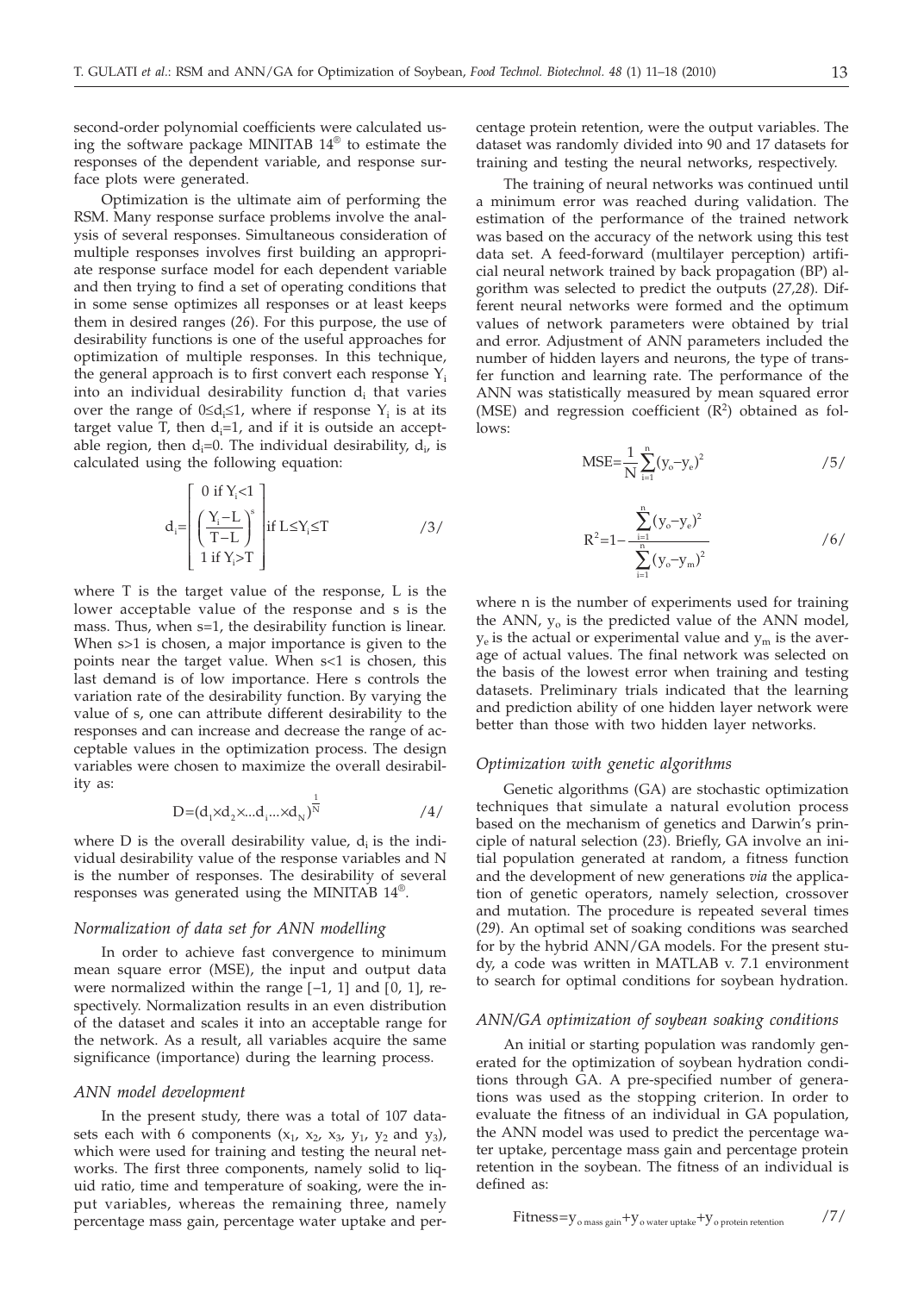second-order polynomial coefficients were calculated using the software package MINITAB 14® to estimate the responses of the dependent variable, and response surface plots were generated.

Optimization is the ultimate aim of performing the RSM. Many response surface problems involve the analysis of several responses. Simultaneous consideration of multiple responses involves first building an appropriate response surface model for each dependent variable and then trying to find a set of operating conditions that in some sense optimizes all responses or at least keeps them in desired ranges (*26*). For this purpose, the use of desirability functions is one of the useful approaches for optimization of multiple responses. In this technique, the general approach is to first convert each response $Y_i$ into an individual desirability function $d_i$ that varies over the range of $0 \leq d_i \leq 1$, where if response $Y_i$ is at its target value T, then $d_i=1$, and if it is outside an acceptable region, then $d_i=0$. The individual desirability, $d_i$, is calculated using the following equation:

$$d_i = \begin{bmatrix} 0 \text{ if } Y_i < 1 \\ \left(\frac{Y_i - L}{T - L}\right)^s \text{if } L \leq Y_i \leq T \\ 1 \text{ if } Y_i > T \end{bmatrix} \qquad /3/$$

where T is the target value of the response, L is the lower acceptable value of the response and s is the mass. Thus, when s=1, the desirability function is linear. When s>1 is chosen, a major importance is given to the points near the target value. When s<1 is chosen, this last demand is of low importance. Here s controls the variation rate of the desirability function. By varying the value of s, one can attribute different desirability to the responses and can increase and decrease the range of acceptable values in the optimization process. The design variables were chosen to maximize the overall desirability as:

$$D = (d_1 \times d_2 \times ... d_i ... \times d_N)^{\frac{1}{N}} \qquad /4/$$

where D is the overall desirability value, $d_i$ is the individual desirability value of the response variables and N is the number of responses. The desirability of several responses was generated using the MINITAB 14®.

### *Normalization of data set for ANN modelling*

In order to achieve fast convergence to minimum mean square error (MSE), the input and output data were normalized within the range [–1, 1] and [0, 1], respectively. Normalization results in an even distribution of the dataset and scales it into an acceptable range for the network. As a result, all variables acquire the same significance (importance) during the learning process.

### *ANN model development*

In the present study, there was a total of 107 datasets each with 6 components ($x_1$, $x_2$, $x_3$, $y_1$, $y_2$ and $y_3$), which were used for training and testing the neural networks. The first three components, namely solid to liquid ratio, time and temperature of soaking, were the input variables, whereas the remaining three, namely percentage mass gain, percentage water uptake and percentage protein retention, were the output variables. The dataset was randomly divided into 90 and 17 datasets for training and testing the neural networks, respectively.

The training of neural networks was continued until a minimum error was reached during validation. The estimation of the performance of the trained network was based on the accuracy of the network using this test data set. A feed-forward (multilayer perception) artificial neural network trained by back propagation (BP) algorithm was selected to predict the outputs (*27,28*). Different neural networks were formed and the optimum values of network parameters were obtained by trial and error. Adjustment of ANN parameters included the number of hidden layers and neurons, the type of transfer function and learning rate. The performance of the ANN was statistically measured by mean squared error (MSE) and regression coefficient ($R^2$) obtained as follows:

$$MSE = \frac{1}{N}\sum_{i=1}^{n}(y_o - y_e)^2 \qquad /5/$$

$$R^2 = 1 - \frac{\sum_{i=1}^{n}(y_o - y_e)^2}{\sum_{i=1}^{n}(y_o - y_m)^2} \qquad /6/$$

where n is the number of experiments used for training the ANN, $y_o$ is the predicted value of the ANN model, $y_e$ is the actual or experimental value and $y_m$ is the average of actual values. The final network was selected on the basis of the lowest error when training and testing datasets. Preliminary trials indicated that the learning and prediction ability of one hidden layer network were better than those with two hidden layer networks.

### *Optimization with genetic algorithms*

Genetic algorithms (GA) are stochastic optimization techniques that simulate a natural evolution process based on the mechanism of genetics and Darwin's principle of natural selection (*23*). Briefly, GA involve an initial population generated at random, a fitness function and the development of new generations *via* the application of genetic operators, namely selection, crossover and mutation. The procedure is repeated several times (*29*). An optimal set of soaking conditions was searched for by the hybrid ANN/GA models. For the present study, a code was written in MATLAB v. 7.1 environment to search for optimal conditions for soybean hydration.

### *ANN/GA optimization of soybean soaking conditions*

An initial or starting population was randomly generated for the optimization of soybean hydration conditions through GA. A pre-specified number of generations was used as the stopping criterion. In order to evaluate the fitness of an individual in GA population, the ANN model was used to predict the percentage water uptake, percentage mass gain and percentage protein retention in the soybean. The fitness of an individual is defined as:

$$\text{Fitness} = y_{o\text{ mass gain}} + y_{o\text{ water uptake}} + y_{o\text{ protein retention}} \qquad /7/$$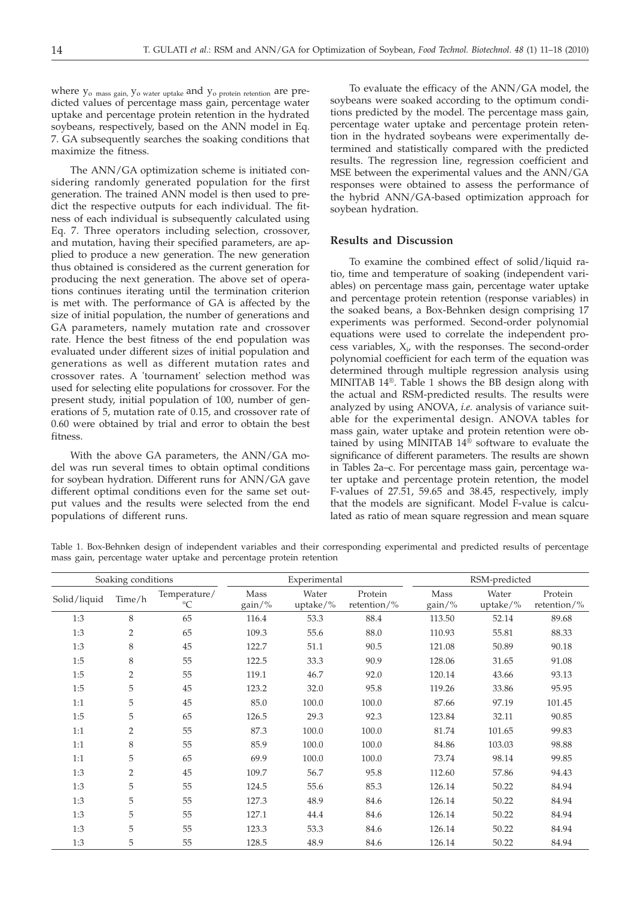where $y_{o\ mass\ gain}$, $y_{o\ water\ uptake}$ and $y_{o\ protein\ retention}$ are predicted values of percentage mass gain, percentage water uptake and percentage protein retention in the hydrated soybeans, respectively, based on the ANN model in Eq. 7. GA subsequently searches the soaking conditions that maximize the fitness.

The ANN/GA optimization scheme is initiated considering randomly generated population for the first generation. The trained ANN model is then used to predict the respective outputs for each individual. The fitness of each individual is subsequently calculated using Eq. 7. Three operators including selection, crossover, and mutation, having their specified parameters, are applied to produce a new generation. The new generation thus obtained is considered as the current generation for producing the next generation. The above set of operations continues iterating until the termination criterion is met with. The performance of GA is affected by the size of initial population, the number of generations and GA parameters, namely mutation rate and crossover rate. Hence the best fitness of the end population was evaluated under different sizes of initial population and generations as well as different mutation rates and crossover rates. A 'tournament' selection method was used for selecting elite populations for crossover. For the present study, initial population of 100, number of generations of 5, mutation rate of 0.15, and crossover rate of 0.60 were obtained by trial and error to obtain the best fitness.

With the above GA parameters, the ANN/GA model was run several times to obtain optimal conditions for soybean hydration. Different runs for ANN/GA gave different optimal conditions even for the same set output values and the results were selected from the end populations of different runs.

To evaluate the efficacy of the ANN/GA model, the soybeans were soaked according to the optimum conditions predicted by the model. The percentage mass gain, percentage water uptake and percentage protein retention in the hydrated soybeans were experimentally determined and statistically compared with the predicted results. The regression line, regression coefficient and MSE between the experimental values and the ANN/GA responses were obtained to assess the performance of the hybrid ANN/GA-based optimization approach for soybean hydration.

## Results and Discussion

To examine the combined effect of solid/liquid ratio, time and temperature of soaking (independent variables) on percentage mass gain, percentage water uptake and percentage protein retention (response variables) in the soaked beans, a Box-Behnken design comprising 17 experiments was performed. Second-order polynomial equations were used to correlate the independent process variables, $X_i$, with the responses. The second-order polynomial coefficient for each term of the equation was determined through multiple regression analysis using MINITAB 14®. Table 1 shows the BB design along with the actual and RSM-predicted results. The results were analyzed by using ANOVA, *i.e.* analysis of variance suitable for the experimental design. ANOVA tables for mass gain, water uptake and protein retention were obtained by using MINITAB 14® software to evaluate the significance of different parameters. The results are shown in Tables 2a–c. For percentage mass gain, percentage water uptake and percentage protein retention, the model F-values of 27.51, 59.65 and 38.45, respectively, imply that the models are significant. Model F-value is calculated as ratio of mean square regression and mean square

Table 1. Box-Behnken design of independent variables and their corresponding experimental and predicted results of percentage mass gain, percentage water uptake and percentage protein retention

| Soaking conditions | | | Experimental | | | RSM-predicted | | |
|---|---|---|---|---|---|---|---|---|
| Solid/liquid | Time/h | Temperature/°C | Mass gain/% | Water uptake/% | Protein retention/% | Mass gain/% | Water uptake/% | Protein retention/% |
| 1:3 | 8 | 65 | 116.4 | 53.3 | 88.4 | 113.50 | 52.14 | 89.68 |
| 1:3 | 2 | 65 | 109.3 | 55.6 | 88.0 | 110.93 | 55.81 | 88.33 |
| 1:3 | 8 | 45 | 122.7 | 51.1 | 90.5 | 121.08 | 50.89 | 90.18 |
| 1:5 | 8 | 55 | 122.5 | 33.3 | 90.9 | 128.06 | 31.65 | 91.08 |
| 1:5 | 2 | 55 | 119.1 | 46.7 | 92.0 | 120.14 | 43.66 | 93.13 |
| 1:5 | 5 | 45 | 123.2 | 32.0 | 95.8 | 119.26 | 33.86 | 95.95 |
| 1:1 | 5 | 45 | 85.0 | 100.0 | 100.0 | 87.66 | 97.19 | 101.45 |
| 1:5 | 5 | 65 | 126.5 | 29.3 | 92.3 | 123.84 | 32.11 | 90.85 |
| 1:1 | 2 | 55 | 87.3 | 100.0 | 100.0 | 81.74 | 101.65 | 99.83 |
| 1:1 | 8 | 55 | 85.9 | 100.0 | 100.0 | 84.86 | 103.03 | 98.88 |
| 1:1 | 5 | 65 | 69.9 | 100.0 | 100.0 | 73.74 | 98.14 | 99.85 |
| 1:3 | 2 | 45 | 109.7 | 56.7 | 95.8 | 112.60 | 57.86 | 94.43 |
| 1:3 | 5 | 55 | 124.5 | 55.6 | 85.3 | 126.14 | 50.22 | 84.94 |
| 1:3 | 5 | 55 | 127.3 | 48.9 | 84.6 | 126.14 | 50.22 | 84.94 |
| 1:3 | 5 | 55 | 127.1 | 44.4 | 84.6 | 126.14 | 50.22 | 84.94 |
| 1:3 | 5 | 55 | 123.3 | 53.3 | 84.6 | 126.14 | 50.22 | 84.94 |
| 1:3 | 5 | 55 | 128.5 | 48.9 | 84.6 | 126.14 | 50.22 | 84.94 |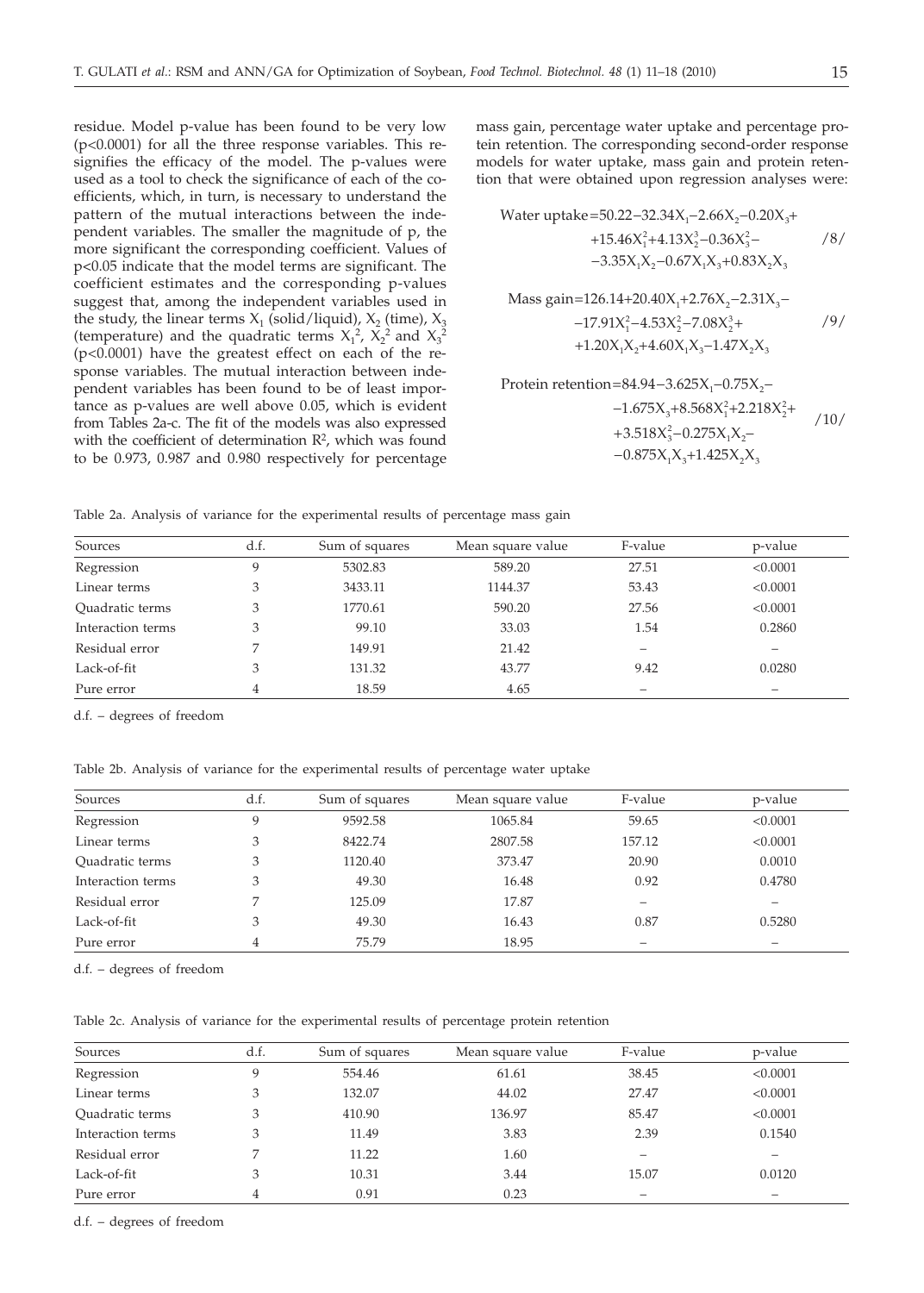residue. Model p-value has been found to be very low ($p<0.0001$) for all the three response variables. This resignifies the efficacy of the model. The p-values were used as a tool to check the significance of each of the coefficients, which, in turn, is necessary to understand the pattern of the mutual interactions between the independent variables. The smaller the magnitude of p, the more significant the corresponding coefficient. Values of $p<0.05$ indicate that the model terms are significant. The coefficient estimates and the corresponding p-values suggest that, among the independent variables used in the study, the linear terms $X_1$ (solid/liquid), $X_2$ (time), $X_3$ (temperature) and the quadratic terms $X_1^2$, $X_2^2$ and $X_3^2$ ($p<0.0001$) have the greatest effect on each of the response variables. The mutual interaction between independent variables has been found to be of least importance as p-values are well above 0.05, which is evident from Tables 2a-c. The fit of the models was also expressed with the coefficient of determination $R^2$, which was found to be 0.973, 0.987 and 0.980 respectively for percentage mass gain, percentage water uptake and percentage protein retention. The corresponding second-order response models for water uptake, mass gain and protein retention that were obtained upon regression analyses were:

$$\text{Water uptake}=50.22-32.34X_1-2.66X_2-0.20X_3+15.46X_1^2+4.13X_2^3-0.36X_3^2-3.35X_1X_2-0.67X_1X_3+0.83X_2X_3 \quad /8/$$

$$\text{Mass gain}=126.14+20.40X_1+2.76X_2-2.31X_3-17.91X_1^2-4.53X_2^2-7.08X_3^3+1.20X_1X_2+4.60X_1X_3-1.47X_2X_3 \quad /9/$$

$$\text{Protein retention}=84.94-3.625X_1-0.75X_2-1.675X_3+8.568X_1^2+2.218X_2^2+3.518X_3^2-0.275X_1X_2-0.875X_1X_3+1.425X_2X_3 \quad /10/$$

Table 2a. Analysis of variance for the experimental results of percentage mass gain

| Sources | d.f. | Sum of squares | Mean square value | F-value | p-value |
|---|---|---|---|---|---|
| Regression | 9 | 5302.83 | 589.20 | 27.51 | <0.0001 |
| Linear terms | 3 | 3433.11 | 1144.37 | 53.43 | <0.0001 |
| Quadratic terms | 3 | 1770.61 | 590.20 | 27.56 | <0.0001 |
| Interaction terms | 3 | 99.10 | 33.03 | 1.54 | 0.2860 |
| Residual error | 7 | 149.91 | 21.42 | – | – |
| Lack-of-fit | 3 | 131.32 | 43.77 | 9.42 | 0.0280 |
| Pure error | 4 | 18.59 | 4.65 | – | – |

d.f. – degrees of freedom

Table 2b. Analysis of variance for the experimental results of percentage water uptake

| Sources | d.f. | Sum of squares | Mean square value | F-value | p-value |
|---|---|---|---|---|---|
| Regression | 9 | 9592.58 | 1065.84 | 59.65 | <0.0001 |
| Linear terms | 3 | 8422.74 | 2807.58 | 157.12 | <0.0001 |
| Quadratic terms | 3 | 1120.40 | 373.47 | 20.90 | 0.0010 |
| Interaction terms | 3 | 49.30 | 16.48 | 0.92 | 0.4780 |
| Residual error | 7 | 125.09 | 17.87 | – | – |
| Lack-of-fit | 3 | 49.30 | 16.43 | 0.87 | 0.5280 |
| Pure error | 4 | 75.79 | 18.95 | – | – |

d.f. – degrees of freedom

Table 2c. Analysis of variance for the experimental results of percentage protein retention

| Sources | d.f. | Sum of squares | Mean square value | F-value | p-value |
|---|---|---|---|---|---|
| Regression | 9 | 554.46 | 61.61 | 38.45 | <0.0001 |
| Linear terms | 3 | 132.07 | 44.02 | 27.47 | <0.0001 |
| Quadratic terms | 3 | 410.90 | 136.97 | 85.47 | <0.0001 |
| Interaction terms | 3 | 11.49 | 3.83 | 2.39 | 0.1540 |
| Residual error | 7 | 11.22 | 1.60 | – | – |
| Lack-of-fit | 3 | 10.31 | 3.44 | 15.07 | 0.0120 |
| Pure error | 4 | 0.91 | 0.23 | – | – |

d.f. – degrees of freedom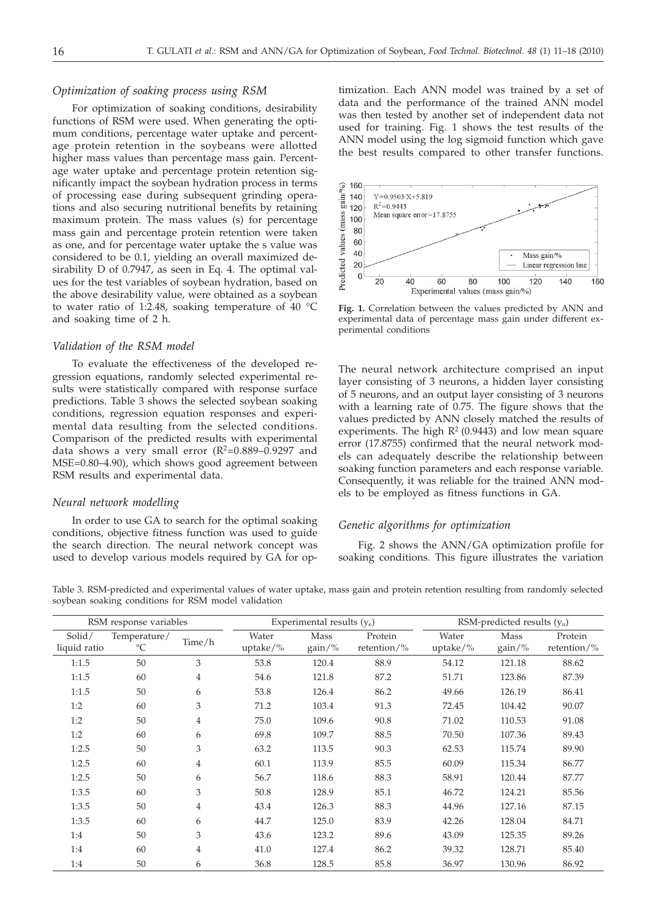### *Optimization of soaking process using RSM*

For optimization of soaking conditions, desirability functions of RSM were used. When generating the optimum conditions, percentage water uptake and percentage protein retention in the soybeans were allotted higher mass values than percentage mass gain. Percentage water uptake and percentage protein retention significantly impact the soybean hydration process in terms of processing ease during subsequent grinding operations and also securing nutritional benefits by retaining maximum protein. The mass values (s) for percentage mass gain and percentage protein retention were taken as one, and for percentage water uptake the s value was considered to be 0.1, yielding an overall maximized desirability D of 0.7947, as seen in Eq. 4. The optimal values for the test variables of soybean hydration, based on the above desirability value, were obtained as a soybean to water ratio of 1:2.48, soaking temperature of 40 °C and soaking time of 2 h.

### *Validation of the RSM model*

To evaluate the effectiveness of the developed regression equations, randomly selected experimental results were statistically compared with response surface predictions. Table 3 shows the selected soybean soaking conditions, regression equation responses and experimental data resulting from the selected conditions. Comparison of the predicted results with experimental data shows a very small error ($R^2$=0.889–0.9297 and MSE=0.80–4.90), which shows good agreement between RSM results and experimental data.

### *Neural network modelling*

In order to use GA to search for the optimal soaking conditions, objective fitness function was used to guide the search direction. The neural network concept was used to develop various models required by GA for optimization. Each ANN model was trained by a set of data and the performance of the trained ANN model was then tested by another set of independent data not used for training. Fig. 1 shows the test results of the ANN model using the log sigmoid function which gave the best results compared to other transfer functions.

**Fig. 1.** Correlation between the values predicted by ANN and experimental data of percentage mass gain under different experimental conditions

The neural network architecture comprised an input layer consisting of 3 neurons, a hidden layer consisting of 5 neurons, and an output layer consisting of 3 neurons with a learning rate of 0.75. The figure shows that the values predicted by ANN closely matched the results of experiments. The high $R^2$ (0.9443) and low mean square error (17.8755) confirmed that the neural network models can adequately describe the relationship between soaking function parameters and each response variable. Consequently, it was reliable for the trained ANN models to be employed as fitness functions in GA.

### *Genetic algorithms for optimization*

Fig. 2 shows the ANN/GA optimization profile for soaking conditions. This figure illustrates the variation

Table 3. RSM-predicted and experimental values of water uptake, mass gain and protein retention resulting from randomly selected soybean soaking conditions for RSM model validation

| RSM response variables | | | Experimental results ($y_e$) | | | RSM-predicted results ($y_o$) | | |
|---|---|---|---|---|---|---|---|---|
| Solid/ liquid ratio | Temperature/ °C | Time/h | Water uptake/% | Mass gain/% | Protein retention/% | Water uptake/% | Mass gain/% | Protein retention/% |
| 1:1.5 | 50 | 3 | 53.8 | 120.4 | 88.9 | 54.12 | 121.18 | 88.62 |
| 1:1.5 | 60 | 4 | 54.6 | 121.8 | 87.2 | 51.71 | 123.86 | 87.39 |
| 1:1.5 | 50 | 6 | 53.8 | 126.4 | 86.2 | 49.66 | 126.19 | 86.41 |
| 1:2 | 60 | 3 | 71.2 | 103.4 | 91.3 | 72.45 | 104.42 | 90.07 |
| 1:2 | 50 | 4 | 75.0 | 109.6 | 90.8 | 71.02 | 110.53 | 91.08 |
| 1:2 | 60 | 6 | 69.8 | 109.7 | 88.5 | 70.50 | 107.36 | 89.43 |
| 1:2.5 | 50 | 3 | 63.2 | 113.5 | 90.3 | 62.53 | 115.74 | 89.90 |
| 1:2.5 | 60 | 4 | 60.1 | 113.9 | 85.5 | 60.09 | 115.34 | 86.77 |
| 1:2.5 | 50 | 6 | 56.7 | 118.6 | 88.3 | 58.91 | 120.44 | 87.77 |
| 1:3.5 | 60 | 3 | 50.8 | 128.9 | 85.1 | 46.72 | 124.21 | 85.56 |
| 1:3.5 | 50 | 4 | 43.4 | 126.3 | 88.3 | 44.96 | 127.16 | 87.15 |
| 1:3.5 | 60 | 6 | 44.7 | 125.0 | 83.9 | 42.26 | 128.04 | 84.71 |
| 1:4 | 50 | 3 | 43.6 | 123.2 | 89.6 | 43.09 | 125.35 | 89.26 |
| 1:4 | 60 | 4 | 41.0 | 127.4 | 86.2 | 39.32 | 128.71 | 85.40 |
| 1:4 | 50 | 6 | 36.8 | 128.5 | 85.8 | 36.97 | 130.96 | 86.92 |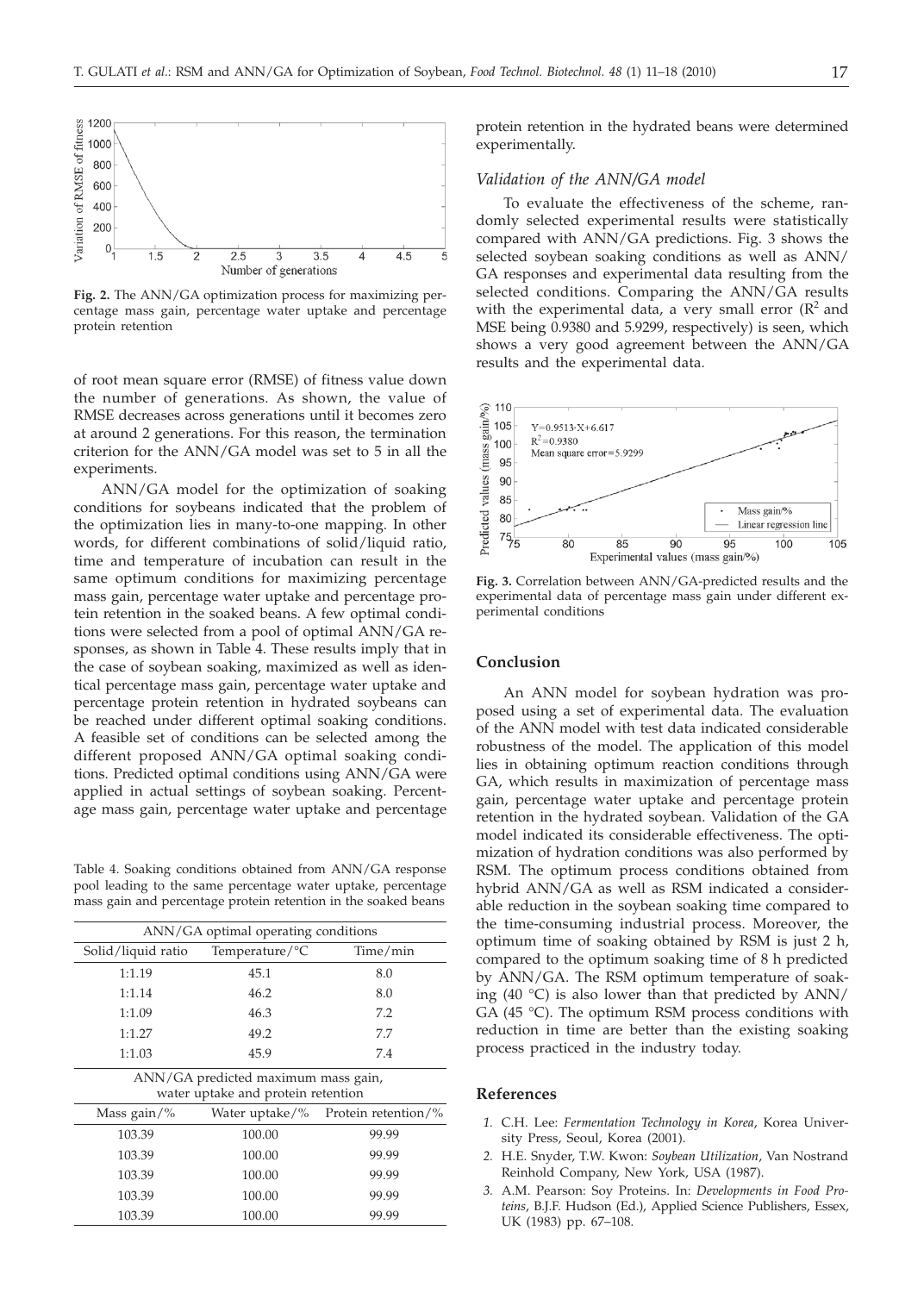**Fig. 2.** The ANN/GA optimization process for maximizing percentage mass gain, percentage water uptake and percentage protein retention

of root mean square error (RMSE) of fitness value down the number of generations. As shown, the value of RMSE decreases across generations until it becomes zero at around 2 generations. For this reason, the termination criterion for the ANN/GA model was set to 5 in all the experiments.

ANN/GA model for the optimization of soaking conditions for soybeans indicated that the problem of the optimization lies in many-to-one mapping. In other words, for different combinations of solid/liquid ratio, time and temperature of incubation can result in the same optimum conditions for maximizing percentage mass gain, percentage water uptake and percentage protein retention in the soaked beans. A few optimal conditions were selected from a pool of optimal ANN/GA responses, as shown in Table 4. These results imply that in the case of soybean soaking, maximized as well as identical percentage mass gain, percentage water uptake and percentage protein retention in hydrated soybeans can be reached under different optimal soaking conditions. A feasible set of conditions can be selected among the different proposed ANN/GA optimal soaking conditions. Predicted optimal conditions using ANN/GA were applied in actual settings of soybean soaking. Percentage mass gain, percentage water uptake and percentage protein retention in the hydrated beans were determined experimentally.

Table 4. Soaking conditions obtained from ANN/GA response pool leading to the same percentage water uptake, percentage mass gain and percentage protein retention in the soaked beans

| ANN/GA optimal operating conditions | | |
|---|---|---|
| Solid/liquid ratio | Temperature/°C | Time/min |
| 1:1.19 | 45.1 | 8.0 |
| 1:1.14 | 46.2 | 8.0 |
| 1:1.09 | 46.3 | 7.2 |
| 1:1.27 | 49.2 | 7.7 |
| 1:1.03 | 45.9 | 7.4 |
| **ANN/GA predicted maximum mass gain, water uptake and protein retention** | | |
| Mass gain/% | Water uptake/% | Protein retention/% |
| 103.39 | 100.00 | 99.99 |
| 103.39 | 100.00 | 99.99 |
| 103.39 | 100.00 | 99.99 |
| 103.39 | 100.00 | 99.99 |
| 103.39 | 100.00 | 99.99 |

### *Validation of the ANN/GA model*

To evaluate the effectiveness of the scheme, randomly selected experimental results were statistically compared with ANN/GA predictions. Fig. 3 shows the selected soybean soaking conditions as well as ANN/GA responses and experimental data resulting from the selected conditions. Comparing the ANN/GA results with the experimental data, a very small error ($R^2$ and MSE being 0.9380 and 5.9299, respectively) is seen, which shows a very good agreement between the ANN/GA results and the experimental data.

**Fig. 3.** Correlation between ANN/GA-predicted results and the experimental data of percentage mass gain under different experimental conditions

## Conclusion

An ANN model for soybean hydration was proposed using a set of experimental data. The evaluation of the ANN model with test data indicated considerable robustness of the model. The application of this model lies in obtaining optimum reaction conditions through GA, which results in maximization of percentage mass gain, percentage water uptake and percentage protein retention in the hydrated soybean. Validation of the GA model indicated its considerable effectiveness. The optimization of hydration conditions was also performed by RSM. The optimum process conditions obtained from hybrid ANN/GA as well as RSM indicated a considerable reduction in the soybean soaking time compared to the time-consuming industrial process. Moreover, the optimum time of soaking obtained by RSM is just 2 h, compared to the optimum soaking time of 8 h predicted by ANN/GA. The RSM optimum temperature of soaking (40 °C) is also lower than that predicted by ANN/GA (45 °C). The optimum RSM process conditions with reduction in time are better than the existing soaking process practiced in the industry today.

## References

1. C.H. Lee: *Fermentation Technology in Korea*, Korea University Press, Seoul, Korea (2001).
2. H.E. Snyder, T.W. Kwon: *Soybean Utilization*, Van Nostrand Reinhold Company, New York, USA (1987).
3. A.M. Pearson: Soy Proteins. In: *Developments in Food Proteins*, B.J.F. Hudson (Ed.), Applied Science Publishers, Essex, UK (1983) pp. 67–108.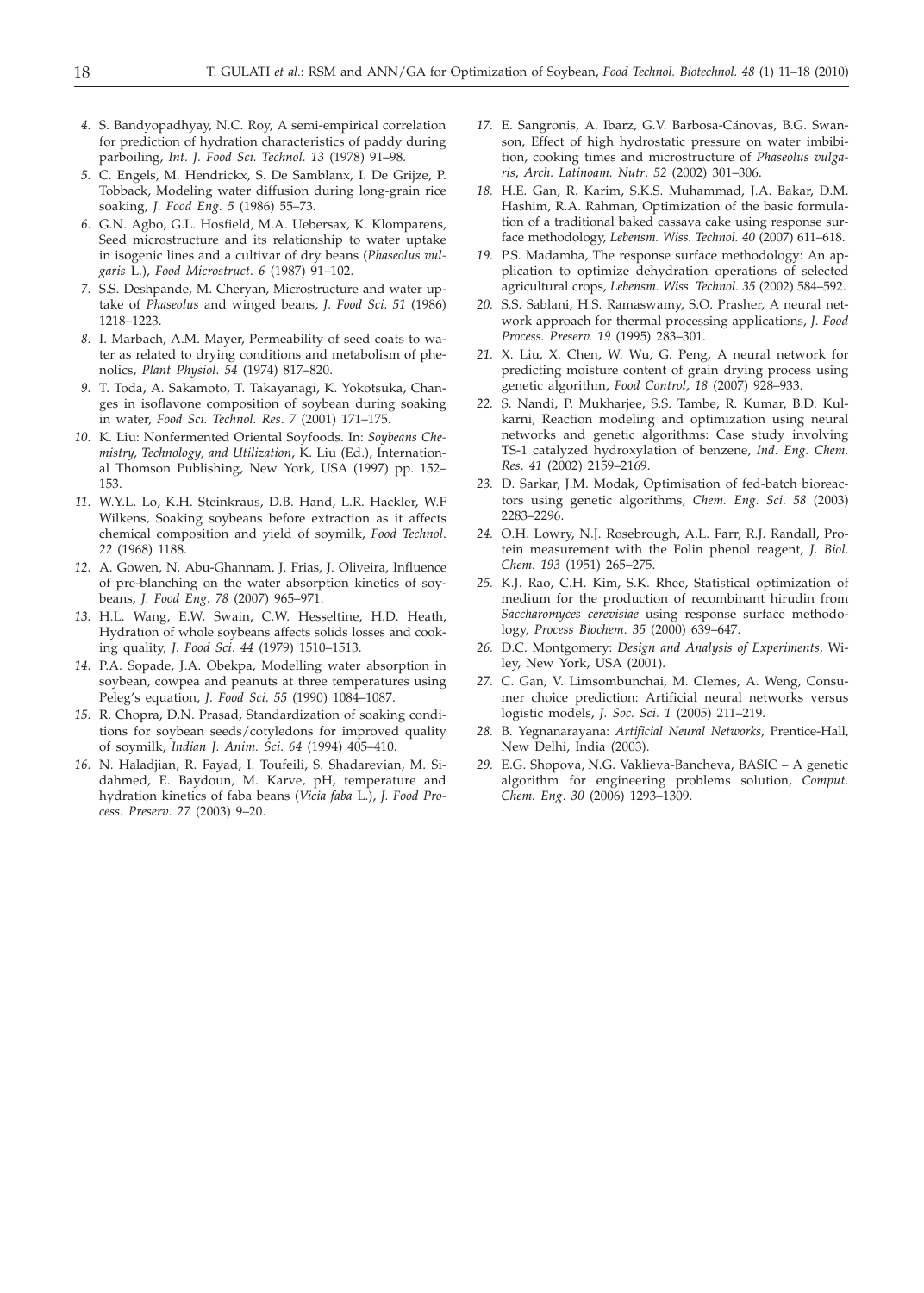4. S. Bandyopadhyay, N.C. Roy, A semi-empirical correlation for prediction of hydration characteristics of paddy during parboiling, *Int. J. Food Sci. Technol. 13* (1978) 91–98.
5. C. Engels, M. Hendrickx, S. De Samblanx, I. De Grijze, P. Tobback, Modeling water diffusion during long-grain rice soaking, *J. Food Eng. 5* (1986) 55–73.
6. G.N. Agbo, G.L. Hosfield, M.A. Uebersax, K. Klomparens, Seed microstructure and its relationship to water uptake in isogenic lines and a cultivar of dry beans (*Phaseolus vulgaris* L.), *Food Microstruct. 6* (1987) 91–102.
7. S.S. Deshpande, M. Cheryan, Microstructure and water uptake of *Phaseolus* and winged beans, *J. Food Sci. 51* (1986) 1218–1223.
8. I. Marbach, A.M. Mayer, Permeability of seed coats to water as related to drying conditions and metabolism of phenolics, *Plant Physiol. 54* (1974) 817–820.
9. T. Toda, A. Sakamoto, T. Takayanagi, K. Yokotsuka, Changes in isoflavone composition of soybean during soaking in water, *Food Sci. Technol. Res. 7* (2001) 171–175.
10. K. Liu: Nonfermented Oriental Soyfoods. In: *Soybeans Chemistry, Technology, and Utilization*, K. Liu (Ed.), International Thomson Publishing, New York, USA (1997) pp. 152–153.
11. W.Y.L. Lo, K.H. Steinkraus, D.B. Hand, L.R. Hackler, W.F Wilkens, Soaking soybeans before extraction as it affects chemical composition and yield of soymilk, *Food Technol. 22* (1968) 1188.
12. A. Gowen, N. Abu-Ghannam, J. Frias, J. Oliveira, Influence of pre-blanching on the water absorption kinetics of soybeans, *J. Food Eng. 78* (2007) 965–971.
13. H.L. Wang, E.W. Swain, C.W. Hesseltine, H.D. Heath, Hydration of whole soybeans affects solids losses and cooking quality, *J. Food Sci. 44* (1979) 1510–1513.
14. P.A. Sopade, J.A. Obekpa, Modelling water absorption in soybean, cowpea and peanuts at three temperatures using Peleg's equation, *J. Food Sci. 55* (1990) 1084–1087.
15. R. Chopra, D.N. Prasad, Standardization of soaking conditions for soybean seeds/cotyledons for improved quality of soymilk, *Indian J. Anim. Sci. 64* (1994) 405–410.
16. N. Haladjian, R. Fayad, I. Toufeili, S. Shadarevian, M. Sidahmed, E. Baydoun, M. Karve, pH, temperature and hydration kinetics of faba beans (*Vicia faba* L.), *J. Food Process. Preserv. 27* (2003) 9–20.
17. E. Sangronis, A. Ibarz, G.V. Barbosa-Cánovas, B.G. Swanson, Effect of high hydrostatic pressure on water imbibition, cooking times and microstructure of *Phaseolus vulgaris*, *Arch. Latinoam. Nutr. 52* (2002) 301–306.
18. H.E. Gan, R. Karim, S.K.S. Muhammad, J.A. Bakar, D.M. Hashim, R.A. Rahman, Optimization of the basic formulation of a traditional baked cassava cake using response surface methodology, *Lebensm. Wiss. Technol. 40* (2007) 611–618.
19. P.S. Madamba, The response surface methodology: An application to optimize dehydration operations of selected agricultural crops, *Lebensm. Wiss. Technol. 35* (2002) 584–592.
20. S.S. Sablani, H.S. Ramaswamy, S.O. Prasher, A neural network approach for thermal processing applications, *J. Food Process. Preserv. 19* (1995) 283–301.
21. X. Liu, X. Chen, W. Wu, G. Peng, A neural network for predicting moisture content of grain drying process using genetic algorithm, *Food Control, 18* (2007) 928–933.
22. S. Nandi, P. Mukharjee, S.S. Tambe, R. Kumar, B.D. Kulkarni, Reaction modeling and optimization using neural networks and genetic algorithms: Case study involving TS-1 catalyzed hydroxylation of benzene, *Ind. Eng. Chem. Res. 41* (2002) 2159–2169.
23. D. Sarkar, J.M. Modak, Optimisation of fed-batch bioreactors using genetic algorithms, *Chem. Eng. Sci. 58* (2003) 2283–2296.
24. O.H. Lowry, N.J. Rosebrough, A.L. Farr, R.J. Randall, Protein measurement with the Folin phenol reagent, *J. Biol. Chem. 193* (1951) 265–275.
25. K.J. Rao, C.H. Kim, S.K. Rhee, Statistical optimization of medium for the production of recombinant hirudin from *Saccharomyces cerevisiae* using response surface methodology, *Process Biochem. 35* (2000) 639–647.
26. D.C. Montgomery: *Design and Analysis of Experiments*, Wiley, New York, USA (2001).
27. C. Gan, V. Limsombunchai, M. Clemes, A. Weng, Consumer choice prediction: Artificial neural networks versus logistic models, *J. Soc. Sci. 1* (2005) 211–219.
28. B. Yegnanarayana: *Artificial Neural Networks*, Prentice-Hall, New Delhi, India (2003).
29. E.G. Shopova, N.G. Vaklieva-Bancheva, BASIC – A genetic algorithm for engineering problems solution, *Comput. Chem. Eng. 30* (2006) 1293–1309.